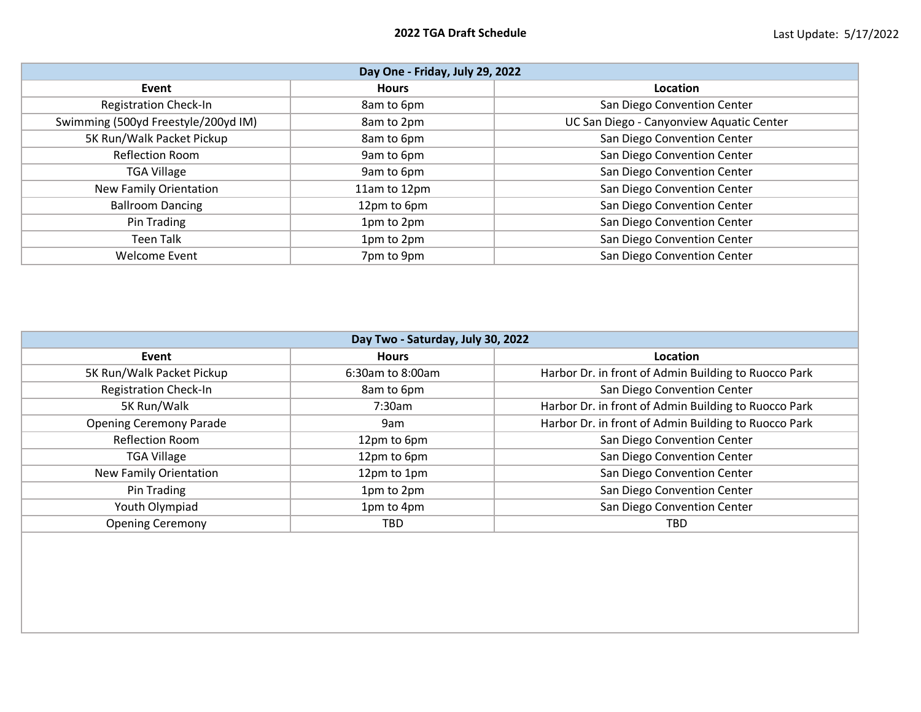# 2022 TGA Draft Schedule

Last Update: 5/17/2022

| Day One - Friday, July 29, 2022 | | |
|---|---|---|
| **Event** | **Hours** | **Location** |
| Registration Check-In | 8am to 6pm | San Diego Convention Center |
| Swimming (500yd Freestyle/200yd IM) | 8am to 2pm | UC San Diego - Canyonview Aquatic Center |
| 5K Run/Walk Packet Pickup | 8am to 6pm | San Diego Convention Center |
| Reflection Room | 9am to 6pm | San Diego Convention Center |
| TGA Village | 9am to 6pm | San Diego Convention Center |
| New Family Orientation | 11am to 12pm | San Diego Convention Center |
| Ballroom Dancing | 12pm to 6pm | San Diego Convention Center |
| Pin Trading | 1pm to 2pm | San Diego Convention Center |
| Teen Talk | 1pm to 2pm | San Diego Convention Center |
| Welcome Event | 7pm to 9pm | San Diego Convention Center |

| Day Two - Saturday, July 30, 2022 | | |
|---|---|---|
| **Event** | **Hours** | **Location** |
| 5K Run/Walk Packet Pickup | 6:30am to 8:00am | Harbor Dr. in front of Admin Building to Ruocco Park |
| Registration Check-In | 8am to 6pm | San Diego Convention Center |
| 5K Run/Walk | 7:30am | Harbor Dr. in front of Admin Building to Ruocco Park |
| Opening Ceremony Parade | 9am | Harbor Dr. in front of Admin Building to Ruocco Park |
| Reflection Room | 12pm to 6pm | San Diego Convention Center |
| TGA Village | 12pm to 6pm | San Diego Convention Center |
| New Family Orientation | 12pm to 1pm | San Diego Convention Center |
| Pin Trading | 1pm to 2pm | San Diego Convention Center |
| Youth Olympiad | 1pm to 4pm | San Diego Convention Center |
| Opening Ceremony | TBD | TBD |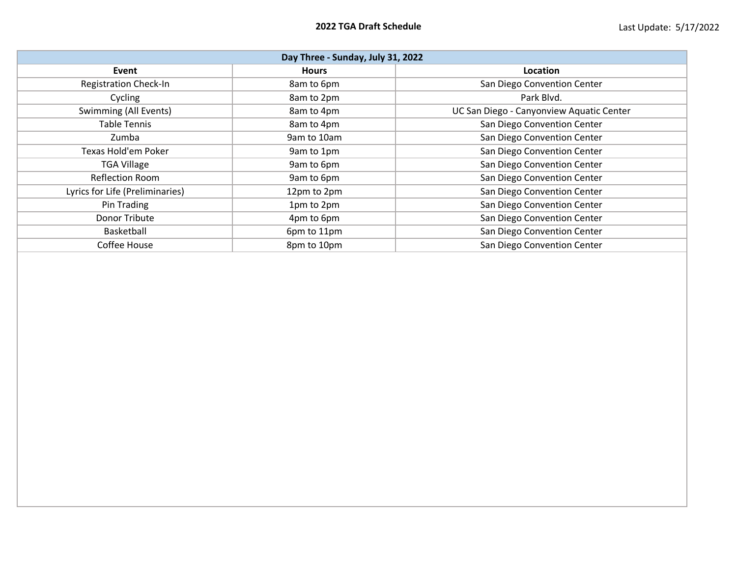**2022 TGA Draft Schedule**

Last Update: 5/17/2022

| Day Three - Sunday, July 31, 2022 | | |
|---|---|---|
| **Event** | **Hours** | **Location** |
| Registration Check-In | 8am to 6pm | San Diego Convention Center |
| Cycling | 8am to 2pm | Park Blvd. |
| Swimming (All Events) | 8am to 4pm | UC San Diego - Canyonview Aquatic Center |
| Table Tennis | 8am to 4pm | San Diego Convention Center |
| Zumba | 9am to 10am | San Diego Convention Center |
| Texas Hold'em Poker | 9am to 1pm | San Diego Convention Center |
| TGA Village | 9am to 6pm | San Diego Convention Center |
| Reflection Room | 9am to 6pm | San Diego Convention Center |
| Lyrics for Life (Preliminaries) | 12pm to 2pm | San Diego Convention Center |
| Pin Trading | 1pm to 2pm | San Diego Convention Center |
| Donor Tribute | 4pm to 6pm | San Diego Convention Center |
| Basketball | 6pm to 11pm | San Diego Convention Center |
| Coffee House | 8pm to 10pm | San Diego Convention Center |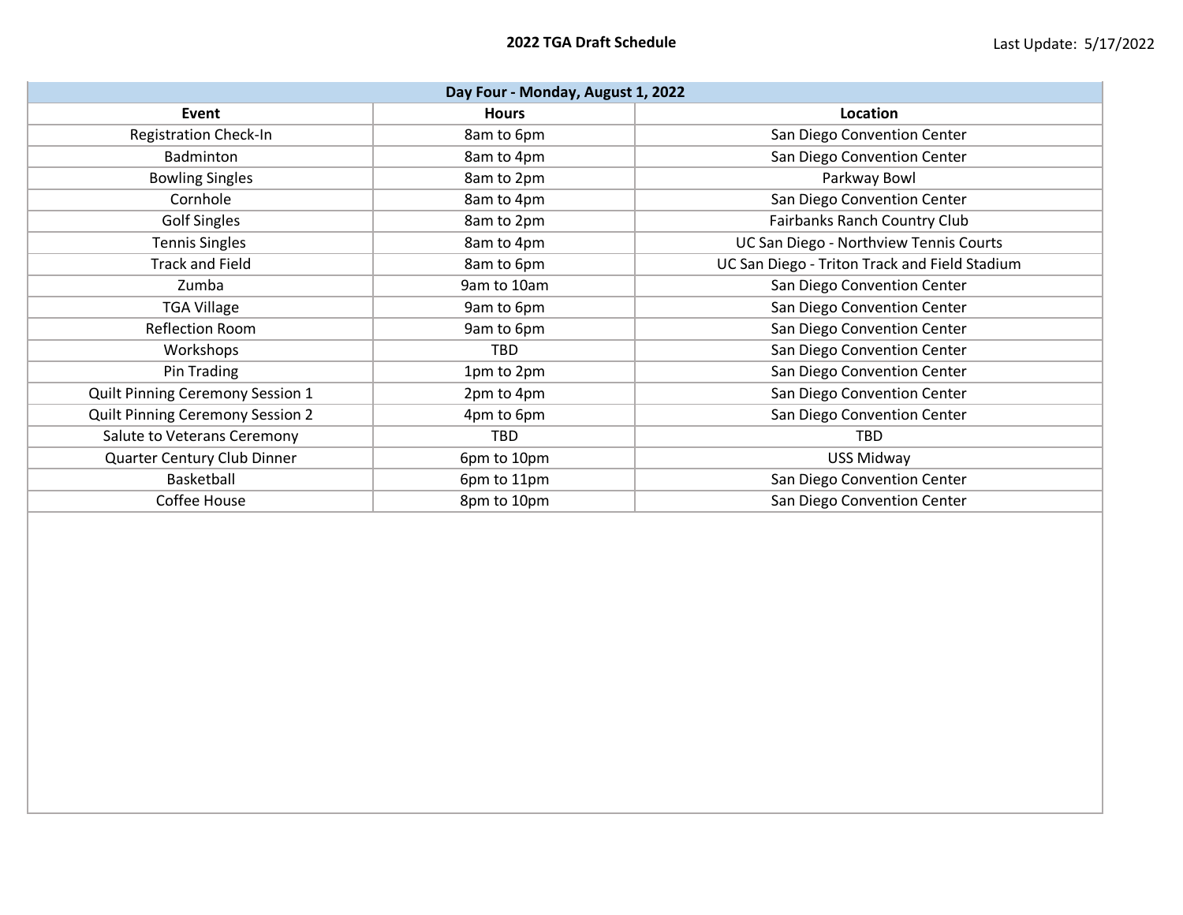# 2022 TGA Draft Schedule

Last Update: 5/17/2022

| Day Four - Monday, August 1, 2022 | | |
|---|---|---|
| **Event** | **Hours** | **Location** |
| Registration Check-In | 8am to 6pm | San Diego Convention Center |
| Badminton | 8am to 4pm | San Diego Convention Center |
| Bowling Singles | 8am to 2pm | Parkway Bowl |
| Cornhole | 8am to 4pm | San Diego Convention Center |
| Golf Singles | 8am to 2pm | Fairbanks Ranch Country Club |
| Tennis Singles | 8am to 4pm | UC San Diego - Northview Tennis Courts |
| Track and Field | 8am to 6pm | UC San Diego - Triton Track and Field Stadium |
| Zumba | 9am to 10am | San Diego Convention Center |
| TGA Village | 9am to 6pm | San Diego Convention Center |
| Reflection Room | 9am to 6pm | San Diego Convention Center |
| Workshops | TBD | San Diego Convention Center |
| Pin Trading | 1pm to 2pm | San Diego Convention Center |
| Quilt Pinning Ceremony Session 1 | 2pm to 4pm | San Diego Convention Center |
| Quilt Pinning Ceremony Session 2 | 4pm to 6pm | San Diego Convention Center |
| Salute to Veterans Ceremony | TBD | TBD |
| Quarter Century Club Dinner | 6pm to 10pm | USS Midway |
| Basketball | 6pm to 11pm | San Diego Convention Center |
| Coffee House | 8pm to 10pm | San Diego Convention Center |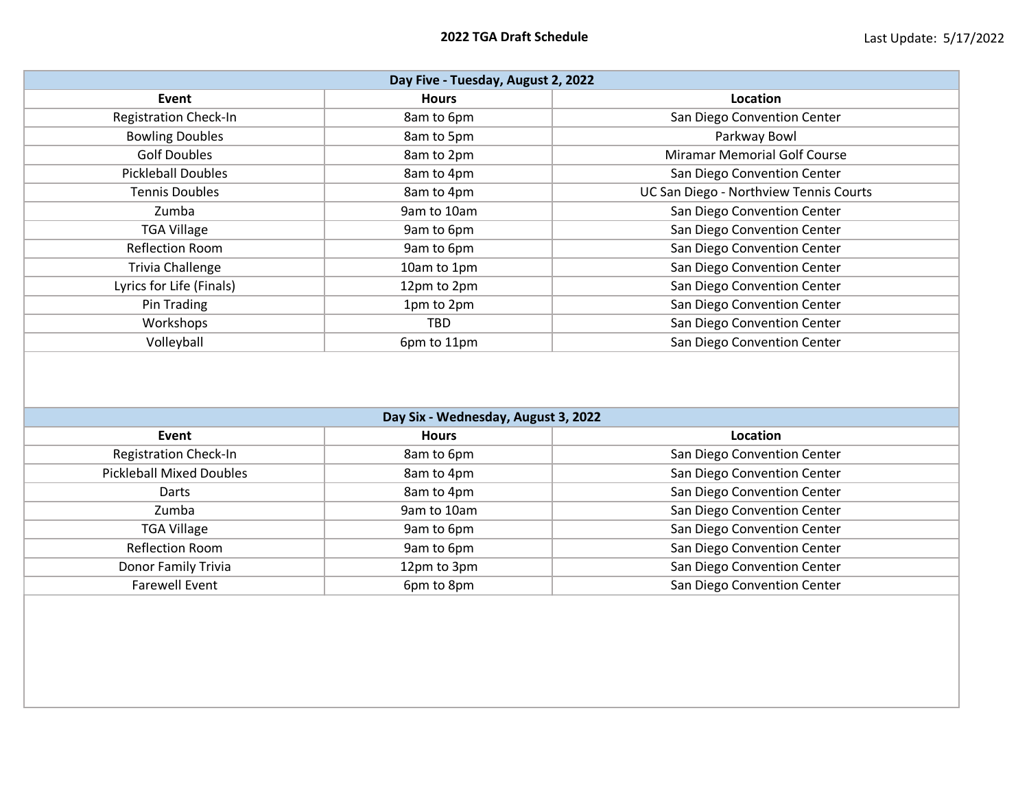**2022 TGA Draft Schedule**

Last Update: 5/17/2022

| Day Five - Tuesday, August 2, 2022 | | |
| --- | --- | --- |
| **Event** | **Hours** | **Location** |
| Registration Check-In | 8am to 6pm | San Diego Convention Center |
| Bowling Doubles | 8am to 5pm | Parkway Bowl |
| Golf Doubles | 8am to 2pm | Miramar Memorial Golf Course |
| Pickleball Doubles | 8am to 4pm | San Diego Convention Center |
| Tennis Doubles | 8am to 4pm | UC San Diego - Northview Tennis Courts |
| Zumba | 9am to 10am | San Diego Convention Center |
| TGA Village | 9am to 6pm | San Diego Convention Center |
| Reflection Room | 9am to 6pm | San Diego Convention Center |
| Trivia Challenge | 10am to 1pm | San Diego Convention Center |
| Lyrics for Life (Finals) | 12pm to 2pm | San Diego Convention Center |
| Pin Trading | 1pm to 2pm | San Diego Convention Center |
| Workshops | TBD | San Diego Convention Center |
| Volleyball | 6pm to 11pm | San Diego Convention Center |

| Day Six - Wednesday, August 3, 2022 | | |
| --- | --- | --- |
| **Event** | **Hours** | **Location** |
| Registration Check-In | 8am to 6pm | San Diego Convention Center |
| Pickleball Mixed Doubles | 8am to 4pm | San Diego Convention Center |
| Darts | 8am to 4pm | San Diego Convention Center |
| Zumba | 9am to 10am | San Diego Convention Center |
| TGA Village | 9am to 6pm | San Diego Convention Center |
| Reflection Room | 9am to 6pm | San Diego Convention Center |
| Donor Family Trivia | 12pm to 3pm | San Diego Convention Center |
| Farewell Event | 6pm to 8pm | San Diego Convention Center |